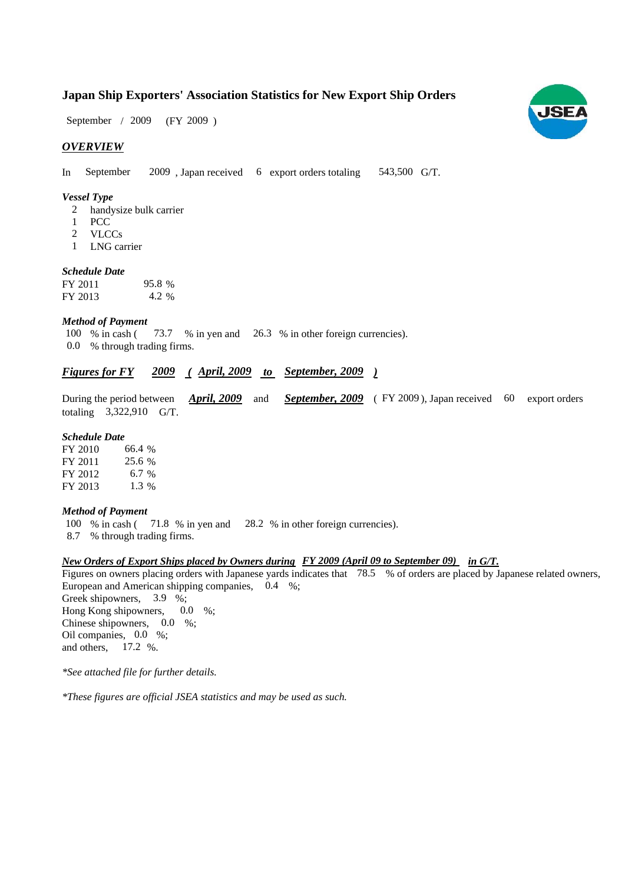# Japan Ship Exporters' Association Statistics for New Export Ship Orders

September / 2009 (FY 2009 )

## *OVERVIEW*

In September 2009 , Japan received 6 export orders totaling 543,500 G/T.

### *Vessel Type*

2 handysize bulk carrier
1 PCC
2 VLCCs
1 LNG carrier

### *Schedule Date*

| | |
|---|---|
| FY 2011 | 95.8 % |
| FY 2013 | 4.2 % |

### *Method of Payment*

100 % in cash ( 73.7 % in yen and 26.3 % in other foreign currencies).
0.0 % through trading firms.

## *Figures for FY 2009 ( April, 2009 to September, 2009 )*

During the period between ***April, 2009*** and ***September, 2009*** ( FY 2009 ), Japan received 60 export orders totaling 3,322,910 G/T.

### *Schedule Date*

| | |
|---|---|
| FY 2010 | 66.4 % |
| FY 2011 | 25.6 % |
| FY 2012 | 6.7 % |
| FY 2013 | 1.3 % |

### *Method of Payment*

100 % in cash ( 71.8 % in yen and 28.2 % in other foreign currencies).
8.7 % through trading firms.

### *New Orders of Export Ships placed by Owners during FY 2009 (April 09 to September 09) in G/T.*

Figures on owners placing orders with Japanese yards indicates that 78.5 % of orders are placed by Japanese related owners,
European and American shipping companies, 0.4 %;
Greek shipowners, 3.9 %;
Hong Kong shipowners, 0.0 %;
Chinese shipowners, 0.0 %;
Oil companies, 0.0 %;
and others, 17.2 %.

*\*See attached file for further details.*

*\*These figures are official JSEA statistics and may be used as such.*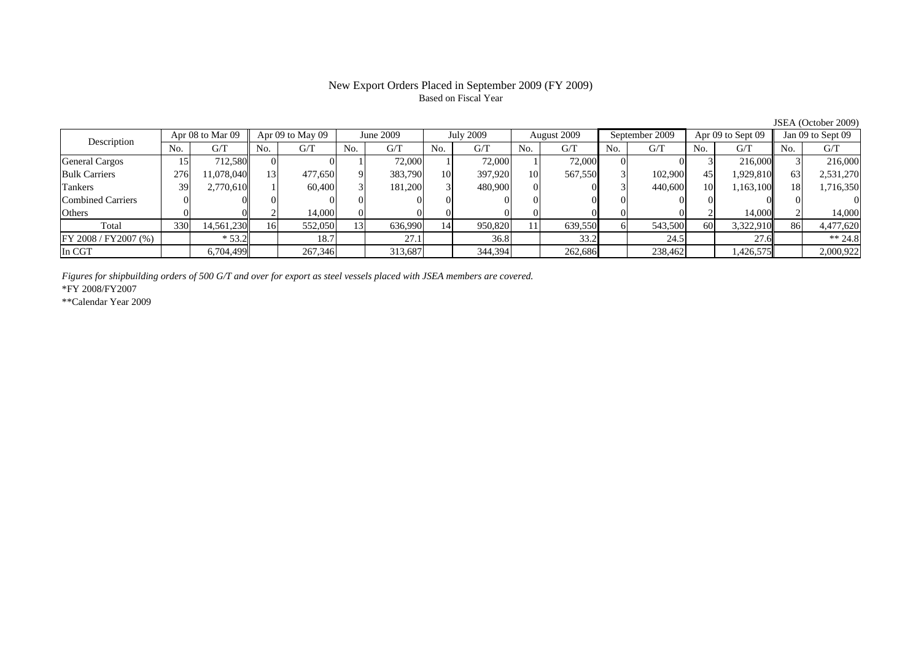# New Export Orders Placed in September 2009 (FY 2009)

Based on Fiscal Year

JSEA (October 2009)

| Description | Apr 08 to Mar 09 | | Apr 09 to May 09 | | June 2009 | | July 2009 | | August 2009 | | September 2009 | | Apr 09 to Sept 09 | | Jan 09 to Sept 09 | |
|---|---|---|---|---|---|---|---|---|---|---|---|---|---|---|---|---|
| | No. | G/T | No. | G/T | No. | G/T | No. | G/T | No. | G/T | No. | G/T | No. | G/T | No. | G/T |
| General Cargos | 15 | 712,580 | 0 | 0 | 1 | 72,000 | 1 | 72,000 | 1 | 72,000 | 0 | 0 | 3 | 216,000 | 3 | 216,000 |
| Bulk Carriers | 276 | 11,078,040 | 13 | 477,650 | 9 | 383,790 | 10 | 397,920 | 10 | 567,550 | 3 | 102,900 | 45 | 1,929,810 | 63 | 2,531,270 |
| Tankers | 39 | 2,770,610 | 1 | 60,400 | 3 | 181,200 | 3 | 480,900 | 0 | 0 | 3 | 440,600 | 10 | 1,163,100 | 18 | 1,716,350 |
| Combined Carriers | 0 | 0 | 0 | 0 | 0 | 0 | 0 | 0 | 0 | 0 | 0 | 0 | 0 | 0 | 0 | 0 |
| Others | 0 | 0 | 2 | 14,000 | 0 | 0 | 0 | 0 | 0 | 0 | 0 | 0 | 2 | 14,000 | 2 | 14,000 |
| Total | 330 | 14,561,230 | 16 | 552,050 | 13 | 636,990 | 14 | 950,820 | 11 | 639,550 | 6 | 543,500 | 60 | 3,322,910 | 86 | 4,477,620 |
| FY 2008 / FY2007 (%) | | * 53.2 | | 18.7 | | 27.1 | | 36.8 | | 33.2 | | 24.5 | | 27.6 | | ** 24.8 |
| In CGT | | 6,704,499 | | 267,346 | | 313,687 | | 344,394 | | 262,686 | | 238,462 | | 1,426,575 | | 2,000,922 |

*Figures for shipbuilding orders of 500 G/T and over for export as steel vessels placed with JSEA members are covered.*

*FY 2008/FY2007

**Calendar Year 2009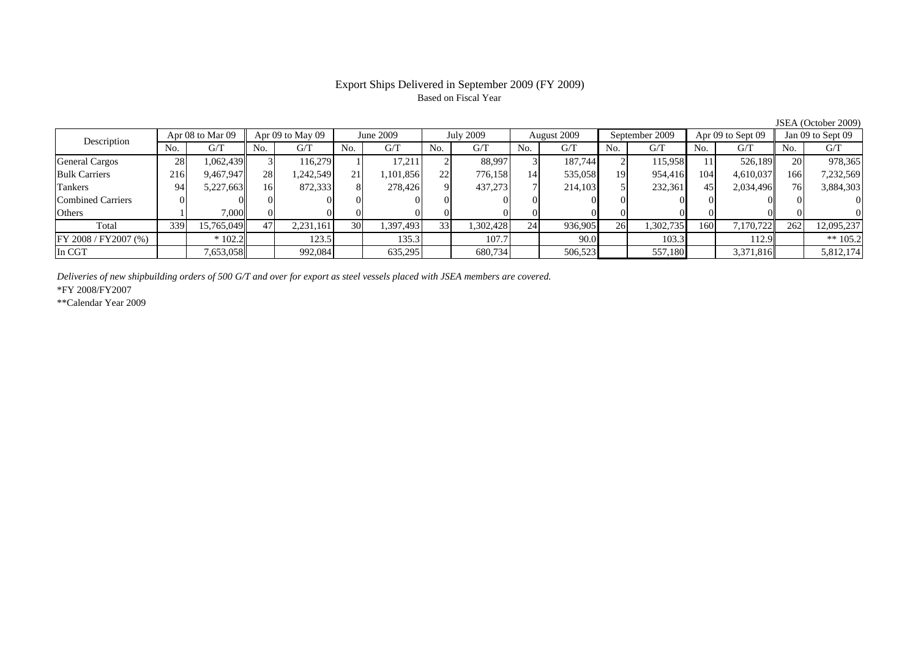# Export Ships Delivered in September 2009 (FY 2009)

Based on Fiscal Year

JSEA (October 2009)

| Description | Apr 08 to Mar 09 | | Apr 09 to May 09 | | June 2009 | | July 2009 | | August 2009 | | September 2009 | | Apr 09 to Sept 09 | | Jan 09 to Sept 09 | |
|---|---|---|---|---|---|---|---|---|---|---|---|---|---|---|---|---|
| | No. | G/T | No. | G/T | No. | G/T | No. | G/T | No. | G/T | No. | G/T | No. | G/T | No. | G/T |
| General Cargos | 28 | 1,062,439 | 3 | 116,279 | 1 | 17,211 | 2 | 88,997 | 3 | 187,744 | 2 | 115,958 | 11 | 526,189 | 20 | 978,365 |
| Bulk Carriers | 216 | 9,467,947 | 28 | 1,242,549 | 21 | 1,101,856 | 22 | 776,158 | 14 | 535,058 | 19 | 954,416 | 104 | 4,610,037 | 166 | 7,232,569 |
| Tankers | 94 | 5,227,663 | 16 | 872,333 | 8 | 278,426 | 9 | 437,273 | 7 | 214,103 | 5 | 232,361 | 45 | 2,034,496 | 76 | 3,884,303 |
| Combined Carriers | 0 | 0 | 0 | 0 | 0 | 0 | 0 | 0 | 0 | 0 | 0 | 0 | 0 | 0 | 0 | 0 |
| Others | 1 | 7,000 | 0 | 0 | 0 | 0 | 0 | 0 | 0 | 0 | 0 | 0 | 0 | 0 | 0 | 0 |
| Total | 339 | 15,765,049 | 47 | 2,231,161 | 30 | 1,397,493 | 33 | 1,302,428 | 24 | 936,905 | 26 | 1,302,735 | 160 | 7,170,722 | 262 | 12,095,237 |
| FY 2008 / FY2007 (%) | | * 102.2 | | 123.5 | | 135.3 | | 107.7 | | 90.0 | | 103.3 | | 112.9 | | ** 105.2 |
| In CGT | | 7,653,058 | | 992,084 | | 635,295 | | 680,734 | | 506,523 | | 557,180 | | 3,371,816 | | 5,812,174 |

*Deliveries of new shipbuilding orders of 500 G/T and over for export as steel vessels placed with JSEA members are covered.*

*FY 2008/FY2007

**Calendar Year 2009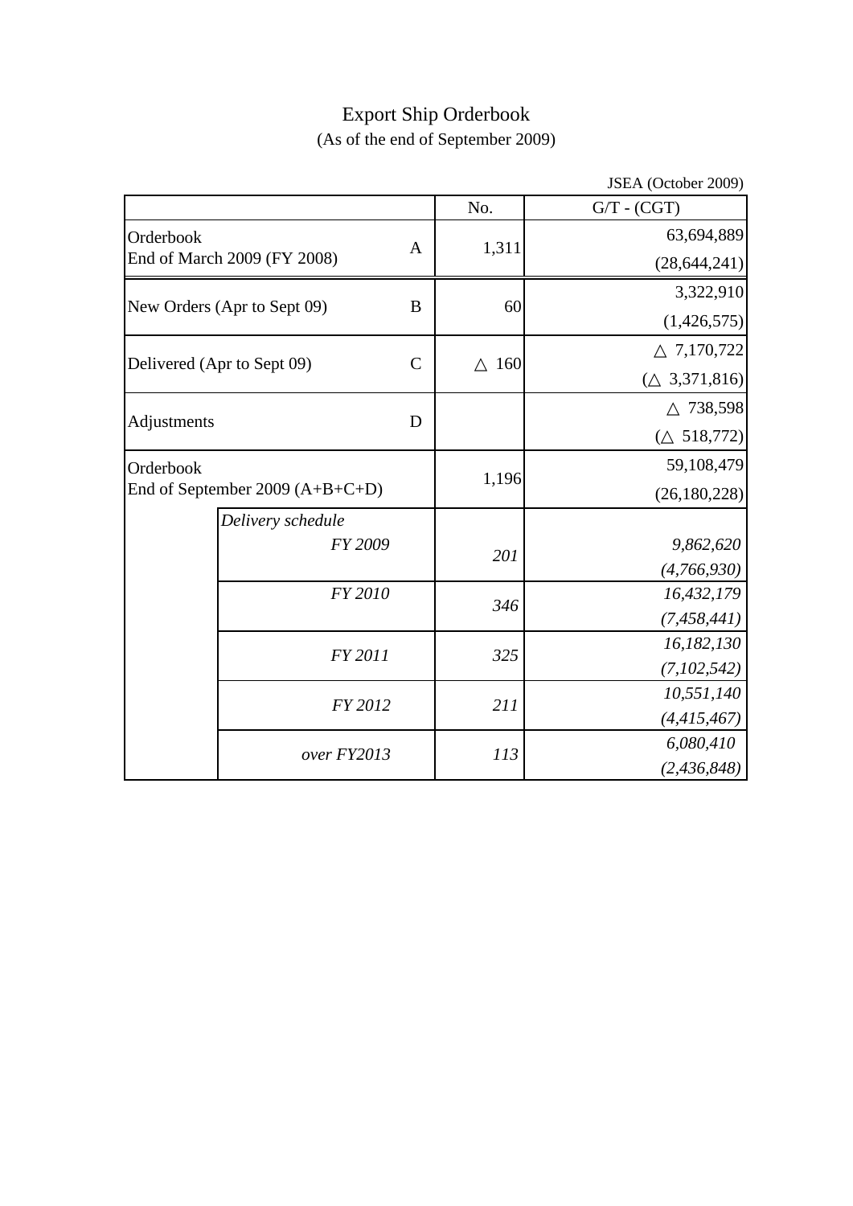# Export Ship Orderbook

(As of the end of September 2009)

JSEA (October 2009)

| | | | No. | G/T - (CGT) |
|---|---|---|---|---|
| Orderbook<br>End of March 2009 (FY 2008) | | A | 1,311 | 63,694,889<br>(28,644,241) |
| New Orders (Apr to Sept 09) | | B | 60 | 3,322,910<br>(1,426,575) |
| Delivered (Apr to Sept 09) | | C | △ 160 | △ 7,170,722<br>(△ 3,371,816) |
| Adjustments | | D | | △ 738,598<br>(△ 518,772) |
| Orderbook<br>End of September 2009 (A+B+C+D) | | | 1,196 | 59,108,479<br>(26,180,228) |
| | *Delivery schedule*<br>*FY 2009* | | *201* | *9,862,620*<br>*(4,766,930)* |
| | *FY 2010* | | *346* | *16,432,179*<br>*(7,458,441)* |
| | *FY 2011* | | *325* | *16,182,130*<br>*(7,102,542)* |
| | *FY 2012* | | *211* | *10,551,140*<br>*(4,415,467)* |
| | *over FY2013* | | *113* | *6,080,410*<br>*(2,436,848)* |